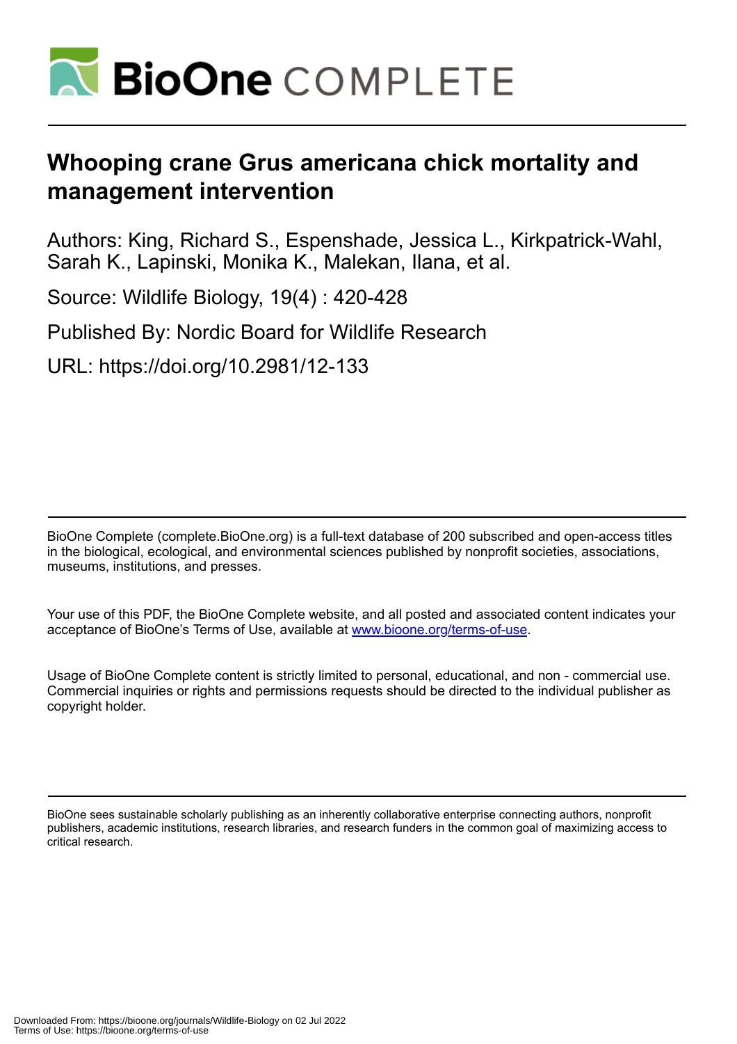# Whooping crane Grus americana chick mortality and management intervention

Authors: King, Richard S., Espenshade, Jessica L., Kirkpatrick-Wahl, Sarah K., Lapinski, Monika K., Malekan, Ilana, et al.

Source: Wildlife Biology, 19(4) : 420-428

Published By: Nordic Board for Wildlife Research

URL: https://doi.org/10.2981/12-133

BioOne Complete (complete.BioOne.org) is a full-text database of 200 subscribed and open-access titles in the biological, ecological, and environmental sciences published by nonprofit societies, associations, museums, institutions, and presses.

Your use of this PDF, the BioOne Complete website, and all posted and associated content indicates your acceptance of BioOne's Terms of Use, available at www.bioone.org/terms-of-use.

Usage of BioOne Complete content is strictly limited to personal, educational, and non - commercial use. Commercial inquiries or rights and permissions requests should be directed to the individual publisher as copyright holder.

BioOne sees sustainable scholarly publishing as an inherently collaborative enterprise connecting authors, nonprofit publishers, academic institutions, research libraries, and research funders in the common goal of maximizing access to critical research.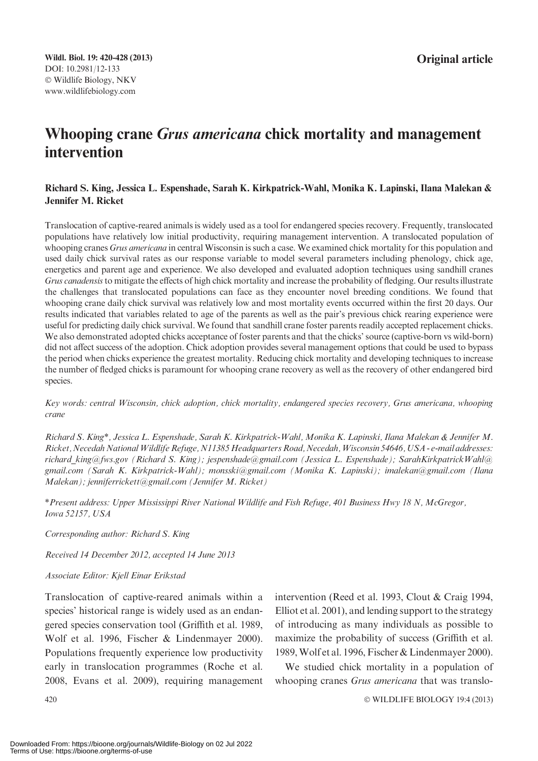Wildl. Biol. 19: 420-428 (2013)
DOI: 10.2981/12-133
© Wildlife Biology, NKV
www.wildlifebiology.com

**Original article**

# Whooping crane *Grus americana* chick mortality and management intervention

**Richard S. King, Jessica L. Espenshade, Sarah K. Kirkpatrick-Wahl, Monika K. Lapinski, Ilana Malekan & Jennifer M. Ricket**

Translocation of captive-reared animals is widely used as a tool for endangered species recovery. Frequently, translocated populations have relatively low initial productivity, requiring management intervention. A translocated population of whooping cranes *Grus americana* in central Wisconsin is such a case. We examined chick mortality for this population and used daily chick survival rates as our response variable to model several parameters including phenology, chick age, energetics and parent age and experience. We also developed and evaluated adoption techniques using sandhill cranes *Grus canadensis* to mitigate the effects of high chick mortality and increase the probability of fledging. Our results illustrate the challenges that translocated populations can face as they encounter novel breeding conditions. We found that whooping crane daily chick survival was relatively low and most mortality events occurred within the first 20 days. Our results indicated that variables related to age of the parents as well as the pair's previous chick rearing experience were useful for predicting daily chick survival. We found that sandhill crane foster parents readily accepted replacement chicks. We also demonstrated adopted chicks acceptance of foster parents and that the chicks' source (captive-born vs wild-born) did not affect success of the adoption. Chick adoption provides several management options that could be used to bypass the period when chicks experience the greatest mortality. Reducing chick mortality and developing techniques to increase the number of fledged chicks is paramount for whooping crane recovery as well as the recovery of other endangered bird species.

*Key words: central Wisconsin, chick adoption, chick mortality, endangered species recovery, Grus americana, whooping crane*

*Richard S. King\*, Jessica L. Espenshade, Sarah K. Kirkpatrick-Wahl, Monika K. Lapinski, Ilana Malekan & Jennifer M. Ricket, Necedah National Wildlife Refuge, N11385 Headquarters Road, Necedah, Wisconsin 54646, USA - e-mail addresses: richard_king@fws.gov (Richard S. King); jespenshade@gmail.com (Jessica L. Espenshade); SarahKirkpatrickWahl@gmail.com (Sarah K. Kirkpatrick-Wahl); monsski@gmail.com (Monika K. Lapinski); imalekan@gmail.com (Ilana Malekan); jenniferrickett@gmail.com (Jennifer M. Ricket)*

*\*Present address: Upper Mississippi River National Wildlife and Fish Refuge, 401 Business Hwy 18 N, McGregor, Iowa 52157, USA*

*Corresponding author: Richard S. King*

*Received 14 December 2012, accepted 14 June 2013*

*Associate Editor: Kjell Einar Erikstad*

Translocation of captive-reared animals within a species' historical range is widely used as an endangered species conservation tool (Griffith et al. 1989, Wolf et al. 1996, Fischer & Lindenmayer 2000). Populations frequently experience low productivity early in translocation programmes (Roche et al. 2008, Evans et al. 2009), requiring management intervention (Reed et al. 1993, Clout & Craig 1994, Elliot et al. 2001), and lending support to the strategy of introducing as many individuals as possible to maximize the probability of success (Griffith et al. 1989, Wolf et al. 1996, Fischer & Lindenmayer 2000).

We studied chick mortality in a population of whooping cranes *Grus americana* that was translo-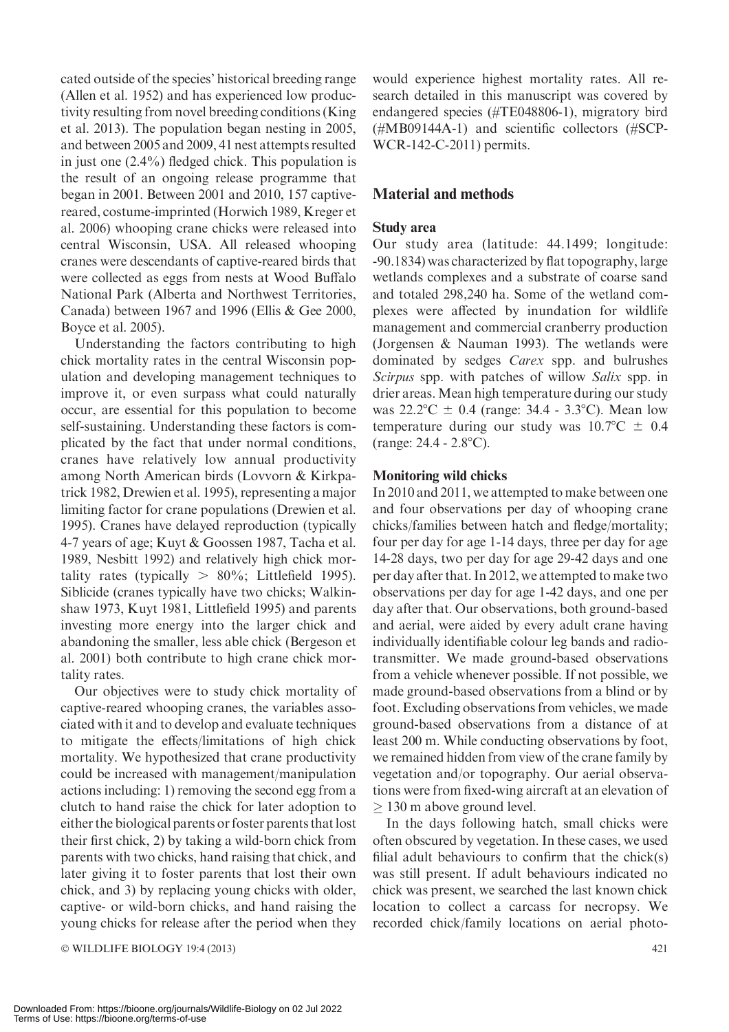cated outside of the species' historical breeding range (Allen et al. 1952) and has experienced low productivity resulting from novel breeding conditions (King et al. 2013). The population began nesting in 2005, and between 2005 and 2009, 41 nest attempts resulted in just one (2.4%) fledged chick. This population is the result of an ongoing release programme that began in 2001. Between 2001 and 2010, 157 captive-reared, costume-imprinted (Horwich 1989, Kreger et al. 2006) whooping crane chicks were released into central Wisconsin, USA. All released whooping cranes were descendants of captive-reared birds that were collected as eggs from nests at Wood Buffalo National Park (Alberta and Northwest Territories, Canada) between 1967 and 1996 (Ellis & Gee 2000, Boyce et al. 2005).

Understanding the factors contributing to high chick mortality rates in the central Wisconsin population and developing management techniques to improve it, or even surpass what could naturally occur, are essential for this population to become self-sustaining. Understanding these factors is complicated by the fact that under normal conditions, cranes have relatively low annual productivity among North American birds (Lovvorn & Kirkpatrick 1982, Drewien et al. 1995), representing a major limiting factor for crane populations (Drewien et al. 1995). Cranes have delayed reproduction (typically 4-7 years of age; Kuyt & Goossen 1987, Tacha et al. 1989, Nesbitt 1992) and relatively high chick mortality rates (typically > 80%; Littlefield 1995). Siblicide (cranes typically have two chicks; Walkinshaw 1973, Kuyt 1981, Littlefield 1995) and parents investing more energy into the larger chick and abandoning the smaller, less able chick (Bergeson et al. 2001) both contribute to high crane chick mortality rates.

Our objectives were to study chick mortality of captive-reared whooping cranes, the variables associated with it and to develop and evaluate techniques to mitigate the effects/limitations of high chick mortality. We hypothesized that crane productivity could be increased with management/manipulation actions including: 1) removing the second egg from a clutch to hand raise the chick for later adoption to either the biological parents or foster parents that lost their first chick, 2) by taking a wild-born chick from parents with two chicks, hand raising that chick, and later giving it to foster parents that lost their own chick, and 3) by replacing young chicks with older, captive- or wild-born chicks, and hand raising the young chicks for release after the period when they would experience highest mortality rates. All research detailed in this manuscript was covered by endangered species (#TE048806-1), migratory bird (#MB09144A-1) and scientific collectors (#SCP-WCR-142-C-2011) permits.

## Material and methods

### Study area

Our study area (latitude: 44.1499; longitude: -90.1834) was characterized by flat topography, large wetlands complexes and a substrate of coarse sand and totaled 298,240 ha. Some of the wetland complexes were affected by inundation for wildlife management and commercial cranberry production (Jorgensen & Nauman 1993). The wetlands were dominated by sedges *Carex* spp. and bulrushes *Scirpus* spp. with patches of willow *Salix* spp. in drier areas. Mean high temperature during our study was 22.2°C ± 0.4 (range: 34.4 - 3.3°C). Mean low temperature during our study was 10.7°C ± 0.4 (range: 24.4 - 2.8°C).

### Monitoring wild chicks

In 2010 and 2011, we attempted to make between one and four observations per day of whooping crane chicks/families between hatch and fledge/mortality; four per day for age 1-14 days, three per day for age 14-28 days, two per day for age 29-42 days and one per day after that. In 2012, we attempted to make two observations per day for age 1-42 days, and one per day after that. Our observations, both ground-based and aerial, were aided by every adult crane having individually identifiable colour leg bands and radio-transmitter. We made ground-based observations from a vehicle whenever possible. If not possible, we made ground-based observations from a blind or by foot. Excluding observations from vehicles, we made ground-based observations from a distance of at least 200 m. While conducting observations by foot, we remained hidden from view of the crane family by vegetation and/or topography. Our aerial observations were from fixed-wing aircraft at an elevation of ≥ 130 m above ground level.

In the days following hatch, small chicks were often obscured by vegetation. In these cases, we used filial adult behaviours to confirm that the chick(s) was still present. If adult behaviours indicated no chick was present, we searched the last known chick location to collect a carcass for necropsy. We recorded chick/family locations on aerial photo-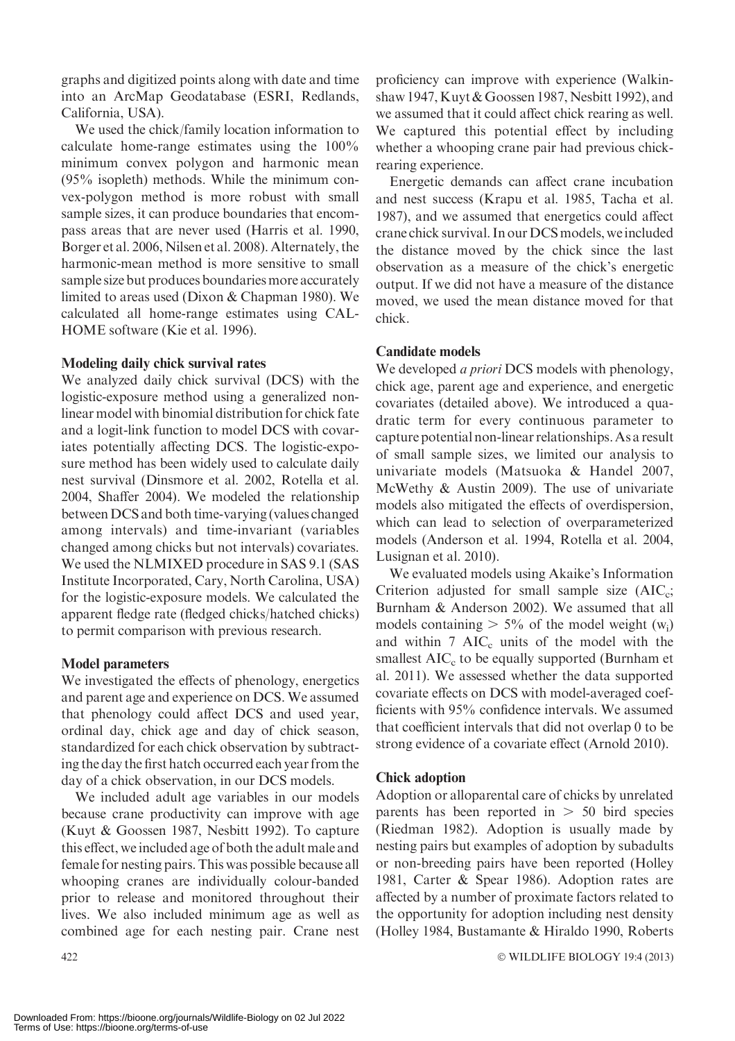graphs and digitized points along with date and time into an ArcMap Geodatabase (ESRI, Redlands, California, USA).

We used the chick/family location information to calculate home-range estimates using the 100% minimum convex polygon and harmonic mean (95% isopleth) methods. While the minimum convex-polygon method is more robust with small sample sizes, it can produce boundaries that encompass areas that are never used (Harris et al. 1990, Borger et al. 2006, Nilsen et al. 2008). Alternately, the harmonic-mean method is more sensitive to small sample size but produces boundaries more accurately limited to areas used (Dixon & Chapman 1980). We calculated all home-range estimates using CALHOME software (Kie et al. 1996).

### Modeling daily chick survival rates

We analyzed daily chick survival (DCS) with the logistic-exposure method using a generalized nonlinear model with binomial distribution for chick fate and a logit-link function to model DCS with covariates potentially affecting DCS. The logistic-exposure method has been widely used to calculate daily nest survival (Dinsmore et al. 2002, Rotella et al. 2004, Shaffer 2004). We modeled the relationship between DCS and both time-varying (values changed among intervals) and time-invariant (variables changed among chicks but not intervals) covariates. We used the NLMIXED procedure in SAS 9.1 (SAS Institute Incorporated, Cary, North Carolina, USA) for the logistic-exposure models. We calculated the apparent fledge rate (fledged chicks/hatched chicks) to permit comparison with previous research.

### Model parameters

We investigated the effects of phenology, energetics and parent age and experience on DCS. We assumed that phenology could affect DCS and used year, ordinal day, chick age and day of chick season, standardized for each chick observation by subtracting the day the first hatch occurred each year from the day of a chick observation, in our DCS models.

We included adult age variables in our models because crane productivity can improve with age (Kuyt & Goossen 1987, Nesbitt 1992). To capture this effect, we included age of both the adult male and female for nesting pairs. This was possible because all whooping cranes are individually colour-banded prior to release and monitored throughout their lives. We also included minimum age as well as combined age for each nesting pair. Crane nest proficiency can improve with experience (Walkinshaw 1947, Kuyt & Goossen 1987, Nesbitt 1992), and we assumed that it could affect chick rearing as well. We captured this potential effect by including whether a whooping crane pair had previous chick-rearing experience.

Energetic demands can affect crane incubation and nest success (Krapu et al. 1985, Tacha et al. 1987), and we assumed that energetics could affect crane chick survival. In our DCS models, we included the distance moved by the chick since the last observation as a measure of the chick's energetic output. If we did not have a measure of the distance moved, we used the mean distance moved for that chick.

### Candidate models

We developed *a priori* DCS models with phenology, chick age, parent age and experience, and energetic covariates (detailed above). We introduced a quadratic term for every continuous parameter to capture potential non-linear relationships. As a result of small sample sizes, we limited our analysis to univariate models (Matsuoka & Handel 2007, McWethy & Austin 2009). The use of univariate models also mitigated the effects of overdispersion, which can lead to selection of overparameterized models (Anderson et al. 1994, Rotella et al. 2004, Lusignan et al. 2010).

We evaluated models using Akaike's Information Criterion adjusted for small sample size ($AIC_c$; Burnham & Anderson 2002). We assumed that all models containing $> 5\%$ of the model weight ($w_i$) and within 7 $AIC_c$ units of the model with the smallest $AIC_c$ to be equally supported (Burnham et al. 2011). We assessed whether the data supported covariate effects on DCS with model-averaged coefficients with 95% confidence intervals. We assumed that coefficient intervals that did not overlap 0 to be strong evidence of a covariate effect (Arnold 2010).

### Chick adoption

Adoption or alloparental care of chicks by unrelated parents has been reported in $> 50$ bird species (Riedman 1982). Adoption is usually made by nesting pairs but examples of adoption by subadults or non-breeding pairs have been reported (Holley 1981, Carter & Spear 1986). Adoption rates are affected by a number of proximate factors related to the opportunity for adoption including nest density (Holley 1984, Bustamante & Hiraldo 1990, Roberts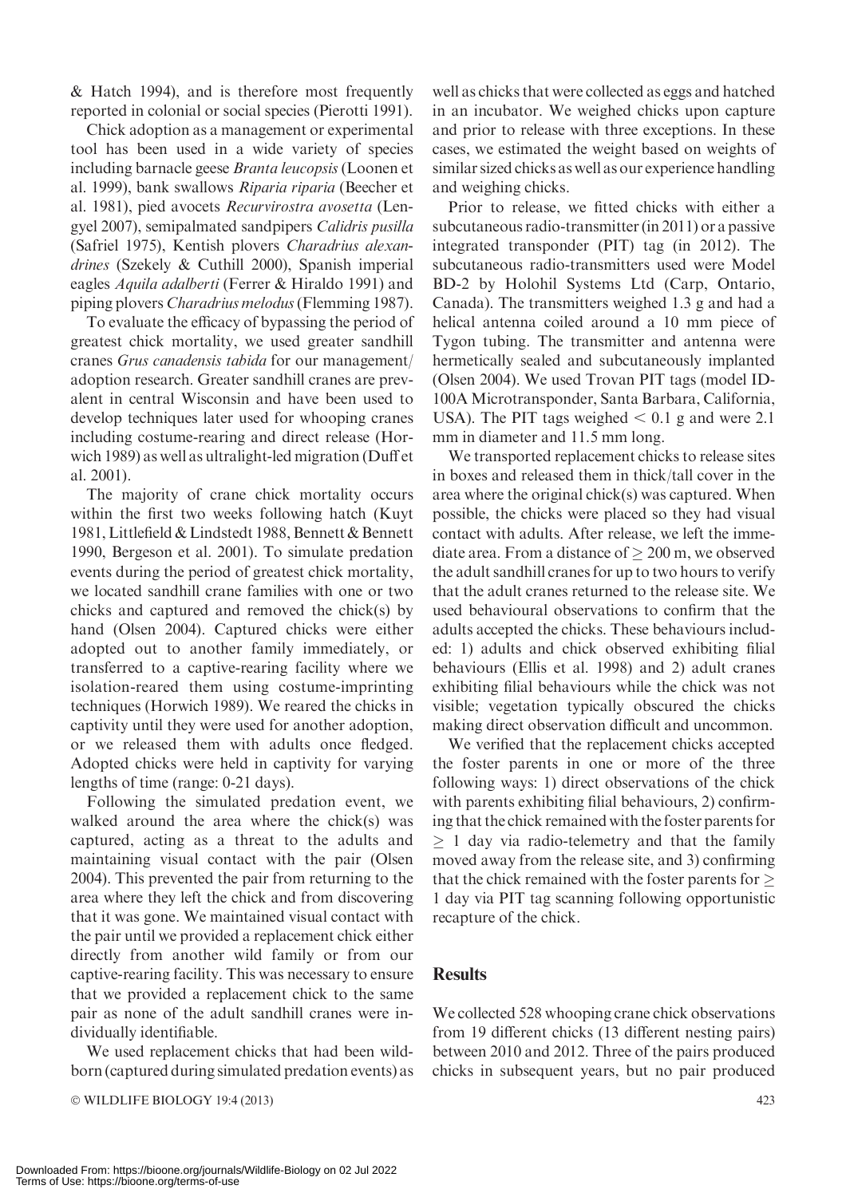& Hatch 1994), and is therefore most frequently reported in colonial or social species (Pierotti 1991).

Chick adoption as a management or experimental tool has been used in a wide variety of species including barnacle geese *Branta leucopsis* (Loonen et al. 1999), bank swallows *Riparia riparia* (Beecher et al. 1981), pied avocets *Recurvirostra avosetta* (Lengyel 2007), semipalmated sandpipers *Calidris pusilla* (Safriel 1975), Kentish plovers *Charadrius alexandrines* (Szekely & Cuthill 2000), Spanish imperial eagles *Aquila adalberti* (Ferrer & Hiraldo 1991) and piping plovers *Charadrius melodus* (Flemming 1987).

To evaluate the efficacy of bypassing the period of greatest chick mortality, we used greater sandhill cranes *Grus canadensis tabida* for our management/adoption research. Greater sandhill cranes are prevalent in central Wisconsin and have been used to develop techniques later used for whooping cranes including costume-rearing and direct release (Horwich 1989) as well as ultralight-led migration (Duff et al. 2001).

The majority of crane chick mortality occurs within the first two weeks following hatch (Kuyt 1981, Littlefield & Lindstedt 1988, Bennett & Bennett 1990, Bergeson et al. 2001). To simulate predation events during the period of greatest chick mortality, we located sandhill crane families with one or two chicks and captured and removed the chick(s) by hand (Olsen 2004). Captured chicks were either adopted out to another family immediately, or transferred to a captive-rearing facility where we isolation-reared them using costume-imprinting techniques (Horwich 1989). We reared the chicks in captivity until they were used for another adoption, or we released them with adults once fledged. Adopted chicks were held in captivity for varying lengths of time (range: 0-21 days).

Following the simulated predation event, we walked around the area where the chick(s) was captured, acting as a threat to the adults and maintaining visual contact with the pair (Olsen 2004). This prevented the pair from returning to the area where they left the chick and from discovering that it was gone. We maintained visual contact with the pair until we provided a replacement chick either directly from another wild family or from our captive-rearing facility. This was necessary to ensure that we provided a replacement chick to the same pair as none of the adult sandhill cranes were individually identifiable.

We used replacement chicks that had been wild-born (captured during simulated predation events) as well as chicks that were collected as eggs and hatched in an incubator. We weighed chicks upon capture and prior to release with three exceptions. In these cases, we estimated the weight based on weights of similar sized chicks as well as our experience handling and weighing chicks.

Prior to release, we fitted chicks with either a subcutaneous radio-transmitter (in 2011) or a passive integrated transponder (PIT) tag (in 2012). The subcutaneous radio-transmitters used were Model BD-2 by Holohil Systems Ltd (Carp, Ontario, Canada). The transmitters weighed 1.3 g and had a helical antenna coiled around a 10 mm piece of Tygon tubing. The transmitter and antenna were hermetically sealed and subcutaneously implanted (Olsen 2004). We used Trovan PIT tags (model ID-100A Microtransponder, Santa Barbara, California, USA). The PIT tags weighed $< 0.1$ g and were 2.1 mm in diameter and 11.5 mm long.

We transported replacement chicks to release sites in boxes and released them in thick/tall cover in the area where the original chick(s) was captured. When possible, the chicks were placed so they had visual contact with adults. After release, we left the immediate area. From a distance of $\geq 200$ m, we observed the adult sandhill cranes for up to two hours to verify that the adult cranes returned to the release site. We used behavioural observations to confirm that the adults accepted the chicks. These behaviours included: 1) adults and chick observed exhibiting filial behaviours (Ellis et al. 1998) and 2) adult cranes exhibiting filial behaviours while the chick was not visible; vegetation typically obscured the chicks making direct observation difficult and uncommon.

We verified that the replacement chicks accepted the foster parents in one or more of the three following ways: 1) direct observations of the chick with parents exhibiting filial behaviours, 2) confirming that the chick remained with the foster parents for $\geq 1$ day via radio-telemetry and that the family moved away from the release site, and 3) confirming that the chick remained with the foster parents for $\geq 1$ day via PIT tag scanning following opportunistic recapture of the chick.

## Results

We collected 528 whooping crane chick observations from 19 different chicks (13 different nesting pairs) between 2010 and 2012. Three of the pairs produced chicks in subsequent years, but no pair produced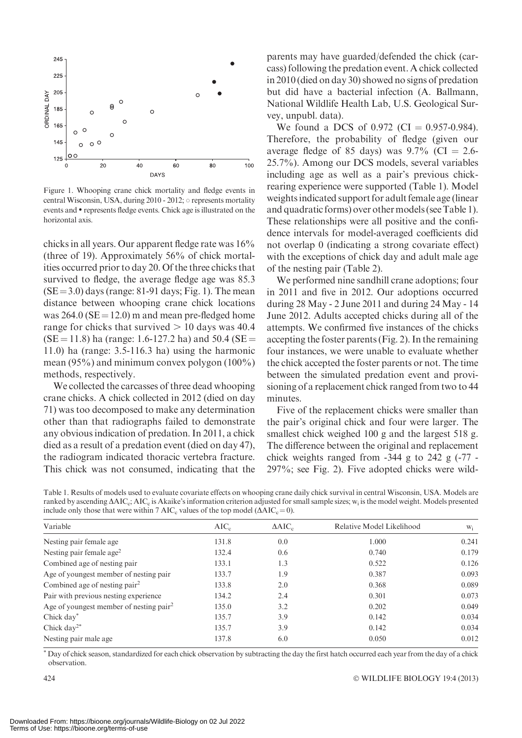Figure 1. Whooping crane chick mortality and fledge events in central Wisconsin, USA, during 2010 - 2012; ○ represents mortality events and • represents fledge events. Chick age is illustrated on the horizontal axis.

chicks in all years. Our apparent fledge rate was 16% (three of 19). Approximately 56% of chick mortalities occurred prior to day 20. Of the three chicks that survived to fledge, the average fledge age was 85.3 (SE = 3.0) days (range: 81-91 days; Fig. 1). The mean distance between whooping crane chick locations was 264.0 (SE = 12.0) m and mean pre-fledged home range for chicks that survived > 10 days was 40.4 (SE = 11.8) ha (range: 1.6-127.2 ha) and 50.4 (SE = 11.0) ha (range: 3.5-116.3 ha) using the harmonic mean (95%) and minimum convex polygon (100%) methods, respectively.

We collected the carcasses of three dead whooping crane chicks. A chick collected in 2012 (died on day 71) was too decomposed to make any determination other than that radiographs failed to demonstrate any obvious indication of predation. In 2011, a chick died as a result of a predation event (died on day 47), the radiogram indicated thoracic vertebra fracture. This chick was not consumed, indicating that the parents may have guarded/defended the chick (carcass) following the predation event. A chick collected in 2010 (died on day 30) showed no signs of predation but did have a bacterial infection (A. Ballmann, National Wildlife Health Lab, U.S. Geological Survey, unpubl. data).

We found a DCS of 0.972 (CI = 0.957-0.984). Therefore, the probability of fledge (given our average fledge of 85 days) was 9.7% (CI = 2.6-25.7%). Among our DCS models, several variables including age as well as a pair's previous chick-rearing experience were supported (Table 1). Model weights indicated support for adult female age (linear and quadratic forms) over other models (see Table 1). These relationships were all positive and the confidence intervals for model-averaged coefficients did not overlap 0 (indicating a strong covariate effect) with the exceptions of chick day and adult male age of the nesting pair (Table 2).

We performed nine sandhill crane adoptions; four in 2011 and five in 2012. Our adoptions occurred during 28 May - 2 June 2011 and during 24 May - 14 June 2012. Adults accepted chicks during all of the attempts. We confirmed five instances of the chicks accepting the foster parents (Fig. 2). In the remaining four instances, we were unable to evaluate whether the chick accepted the foster parents or not. The time between the simulated predation event and provisioning of a replacement chick ranged from two to 44 minutes.

Five of the replacement chicks were smaller than the pair's original chick and four were larger. The smallest chick weighed 100 g and the largest 518 g. The difference between the original and replacement chick weights ranged from -344 g to 242 g (-77 - 297%; see Fig. 2). Five adopted chicks were wild-

Table 1. Results of models used to evaluate covariate effects on whooping crane daily chick survival in central Wisconsin, USA. Models are ranked by ascending $\Delta AIC_c$; $AIC_c$ is Akaike's information criterion adjusted for small sample sizes; $w_i$ is the model weight. Models presented include only those that were within 7 $AIC_c$ values of the top model ($\Delta AIC_c = 0$).

| Variable | $AIC_c$ | $\Delta AIC_c$ | Relative Model Likelihood | $w_i$ |
|---|---|---|---|---|
| Nesting pair female age | 131.8 | 0.0 | 1.000 | 0.241 |
| Nesting pair female age$^2$ | 132.4 | 0.6 | 0.740 | 0.179 |
| Combined age of nesting pair | 133.1 | 1.3 | 0.522 | 0.126 |
| Age of youngest member of nesting pair | 133.7 | 1.9 | 0.387 | 0.093 |
| Combined age of nesting pair$^2$ | 133.8 | 2.0 | 0.368 | 0.089 |
| Pair with previous nesting experience | 134.2 | 2.4 | 0.301 | 0.073 |
| Age of youngest member of nesting pair$^2$ | 135.0 | 3.2 | 0.202 | 0.049 |
| Chick day* | 135.7 | 3.9 | 0.142 | 0.034 |
| Chick day$^{2*}$ | 135.7 | 3.9 | 0.142 | 0.034 |
| Nesting pair male age | 137.8 | 6.0 | 0.050 | 0.012 |

* Day of chick season, standardized for each chick observation by subtracting the day the first hatch occurred each year from the day of a chick observation.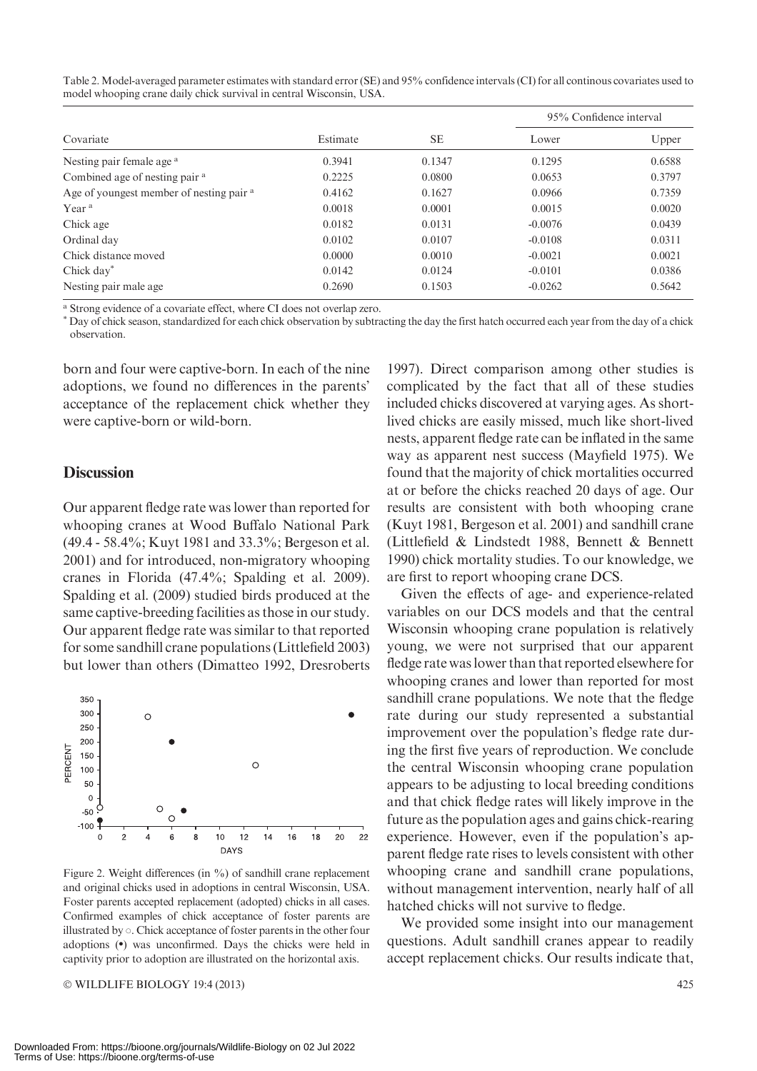Table 2. Model-averaged parameter estimates with standard error (SE) and 95% confidence intervals (CI) for all continous covariates used to model whooping crane daily chick survival in central Wisconsin, USA.

| Covariate | Estimate | SE | 95% Confidence interval | |
|---|---|---|---|---|
| | | | Lower | Upper |
| Nesting pair female age [a] | 0.3941 | 0.1347 | 0.1295 | 0.6588 |
| Combined age of nesting pair [a] | 0.2225 | 0.0800 | 0.0653 | 0.3797 |
| Age of youngest member of nesting pair [a] | 0.4162 | 0.1627 | 0.0966 | 0.7359 |
| Year [a] | 0.0018 | 0.0001 | 0.0015 | 0.0020 |
| Chick age | 0.0182 | 0.0131 | -0.0076 | 0.0439 |
| Ordinal day | 0.0102 | 0.0107 | -0.0108 | 0.0311 |
| Chick distance moved | 0.0000 | 0.0010 | -0.0021 | 0.0021 |
| Chick day* | 0.0142 | 0.0124 | -0.0101 | 0.0386 |
| Nesting pair male age | 0.2690 | 0.1503 | -0.0262 | 0.5642 |

[a] Strong evidence of a covariate effect, where CI does not overlap zero.
* Day of chick season, standardized for each chick observation by subtracting the day the first hatch occurred each year from the day of a chick observation.

born and four were captive-born. In each of the nine adoptions, we found no differences in the parents' acceptance of the replacement chick whether they were captive-born or wild-born.

## Discussion

Our apparent fledge rate was lower than reported for whooping cranes at Wood Buffalo National Park (49.4 - 58.4%; Kuyt 1981 and 33.3%; Bergeson et al. 2001) and for introduced, non-migratory whooping cranes in Florida (47.4%; Spalding et al. 2009). Spalding et al. (2009) studied birds produced at the same captive-breeding facilities as those in our study. Our apparent fledge rate was similar to that reported for some sandhill crane populations (Littlefield 2003) but lower than others (Dimatteo 1992, Dresroberts 1997). Direct comparison among other studies is complicated by the fact that all of these studies included chicks discovered at varying ages. As short-lived chicks are easily missed, much like short-lived nests, apparent fledge rate can be inflated in the same way as apparent nest success (Mayfield 1975). We found that the majority of chick mortalities occurred at or before the chicks reached 20 days of age. Our results are consistent with both whooping crane (Kuyt 1981, Bergeson et al. 2001) and sandhill crane (Littlefield & Lindstedt 1988, Bennett & Bennett 1990) chick mortality studies. To our knowledge, we are first to report whooping crane DCS.

Figure 2. Weight differences (in %) of sandhill crane replacement and original chicks used in adoptions in central Wisconsin, USA. Foster parents accepted replacement (adopted) chicks in all cases. Confirmed examples of chick acceptance of foster parents are illustrated by ○. Chick acceptance of foster parents in the other four adoptions (•) was unconfirmed. Days the chicks were held in captivity prior to adoption are illustrated on the horizontal axis.

Given the effects of age- and experience-related variables on our DCS models and that the central Wisconsin whooping crane population is relatively young, we were not surprised that our apparent fledge rate was lower than that reported elsewhere for whooping cranes and lower than reported for most sandhill crane populations. We note that the fledge rate during our study represented a substantial improvement over the population's fledge rate during the first five years of reproduction. We conclude the central Wisconsin whooping crane population appears to be adjusting to local breeding conditions and that chick fledge rates will likely improve in the future as the population ages and gains chick-rearing experience. However, even if the population's apparent fledge rate rises to levels consistent with other whooping crane and sandhill crane populations, without management intervention, nearly half of all hatched chicks will not survive to fledge.

We provided some insight into our management questions. Adult sandhill cranes appear to readily accept replacement chicks. Our results indicate that,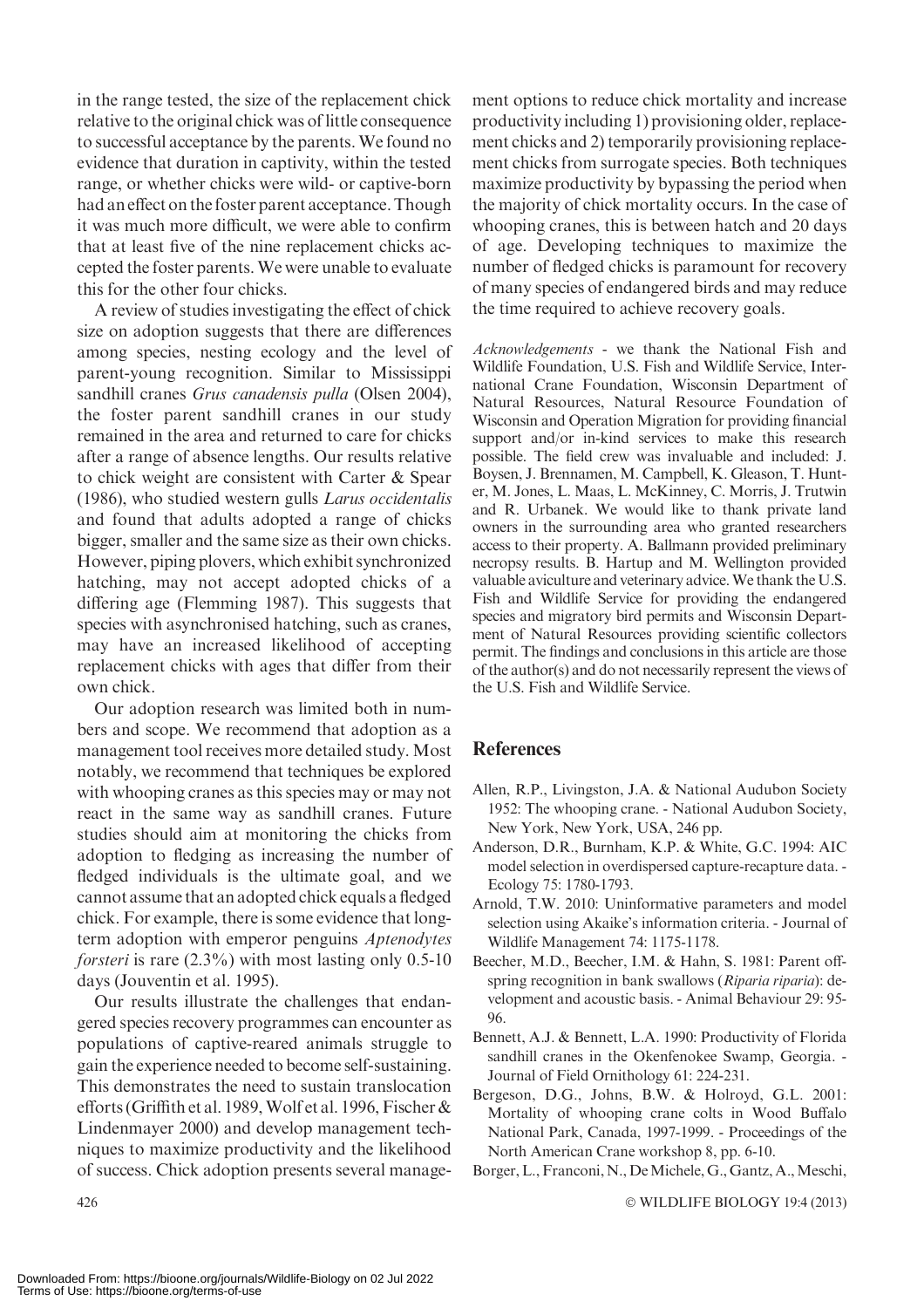in the range tested, the size of the replacement chick relative to the original chick was of little consequence to successful acceptance by the parents. We found no evidence that duration in captivity, within the tested range, or whether chicks were wild- or captive-born had an effect on the foster parent acceptance. Though it was much more difficult, we were able to confirm that at least five of the nine replacement chicks accepted the foster parents. We were unable to evaluate this for the other four chicks.

A review of studies investigating the effect of chick size on adoption suggests that there are differences among species, nesting ecology and the level of parent-young recognition. Similar to Mississippi sandhill cranes *Grus canadensis pulla* (Olsen 2004), the foster parent sandhill cranes in our study remained in the area and returned to care for chicks after a range of absence lengths. Our results relative to chick weight are consistent with Carter & Spear (1986), who studied western gulls *Larus occidentalis* and found that adults adopted a range of chicks bigger, smaller and the same size as their own chicks. However, piping plovers, which exhibit synchronized hatching, may not accept adopted chicks of a differing age (Flemming 1987). This suggests that species with asynchronised hatching, such as cranes, may have an increased likelihood of accepting replacement chicks with ages that differ from their own chick.

Our adoption research was limited both in numbers and scope. We recommend that adoption as a management tool receives more detailed study. Most notably, we recommend that techniques be explored with whooping cranes as this species may or may not react in the same way as sandhill cranes. Future studies should aim at monitoring the chicks from adoption to fledging as increasing the number of fledged individuals is the ultimate goal, and we cannot assume that an adopted chick equals a fledged chick. For example, there is some evidence that long-term adoption with emperor penguins *Aptenodytes forsteri* is rare (2.3%) with most lasting only 0.5-10 days (Jouventin et al. 1995).

Our results illustrate the challenges that endangered species recovery programmes can encounter as populations of captive-reared animals struggle to gain the experience needed to become self-sustaining. This demonstrates the need to sustain translocation efforts (Griffith et al. 1989, Wolf et al. 1996, Fischer & Lindenmayer 2000) and develop management techniques to maximize productivity and the likelihood of success. Chick adoption presents several management options to reduce chick mortality and increase productivity including 1) provisioning older, replacement chicks and 2) temporarily provisioning replacement chicks from surrogate species. Both techniques maximize productivity by bypassing the period when the majority of chick mortality occurs. In the case of whooping cranes, this is between hatch and 20 days of age. Developing techniques to maximize the number of fledged chicks is paramount for recovery of many species of endangered birds and may reduce the time required to achieve recovery goals.

*Acknowledgements* - we thank the National Fish and Wildlife Foundation, U.S. Fish and Wildlife Service, International Crane Foundation, Wisconsin Department of Natural Resources, Natural Resource Foundation of Wisconsin and Operation Migration for providing financial support and/or in-kind services to make this research possible. The field crew was invaluable and included: J. Boysen, J. Brennamen, M. Campbell, K. Gleason, T. Hunter, M. Jones, L. Maas, L. McKinney, C. Morris, J. Trutwin and R. Urbanek. We would like to thank private land owners in the surrounding area who granted researchers access to their property. A. Ballmann provided preliminary necropsy results. B. Hartup and M. Wellington provided valuable aviculture and veterinary advice. We thank the U.S. Fish and Wildlife Service for providing the endangered species and migratory bird permits and Wisconsin Department of Natural Resources providing scientific collectors permit. The findings and conclusions in this article are those of the author(s) and do not necessarily represent the views of the U.S. Fish and Wildlife Service.

## References

Allen, R.P., Livingston, J.A. & National Audubon Society 1952: The whooping crane. - National Audubon Society, New York, New York, USA, 246 pp.

Anderson, D.R., Burnham, K.P. & White, G.C. 1994: AIC model selection in overdispersed capture-recapture data. - Ecology 75: 1780-1793.

Arnold, T.W. 2010: Uninformative parameters and model selection using Akaike's information criteria. - Journal of Wildlife Management 74: 1175-1178.

Beecher, M.D., Beecher, I.M. & Hahn, S. 1981: Parent offspring recognition in bank swallows (*Riparia riparia*): development and acoustic basis. - Animal Behaviour 29: 95-96.

Bennett, A.J. & Bennett, L.A. 1990: Productivity of Florida sandhill cranes in the Okenfenokee Swamp, Georgia. - Journal of Field Ornithology 61: 224-231.

Bergeson, D.G., Johns, B.W. & Holroyd, G.L. 2001: Mortality of whooping crane colts in Wood Buffalo National Park, Canada, 1997-1999. - Proceedings of the North American Crane workshop 8, pp. 6-10.

Borger, L., Franconi, N., De Michele, G., Gantz, A., Meschi,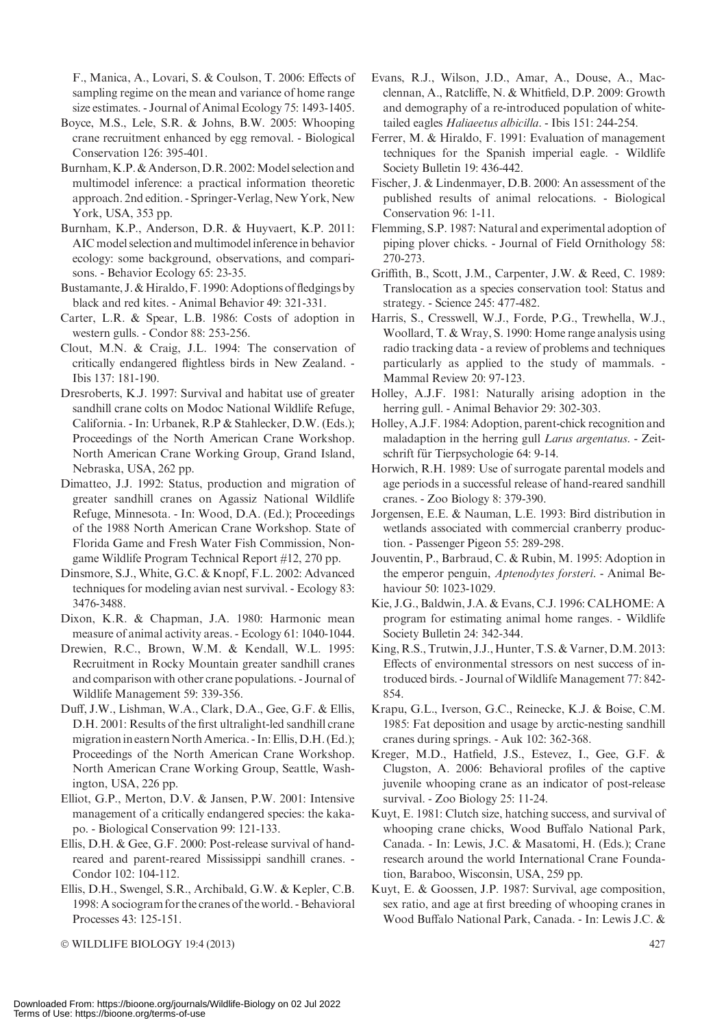F., Manica, A., Lovari, S. & Coulson, T. 2006: Effects of sampling regime on the mean and variance of home range size estimates. - Journal of Animal Ecology 75: 1493-1405.

Boyce, M.S., Lele, S.R. & Johns, B.W. 2005: Whooping crane recruitment enhanced by egg removal. - Biological Conservation 126: 395-401.

Burnham, K.P. & Anderson, D.R. 2002: Model selection and multimodel inference: a practical information theoretic approach. 2nd edition. - Springer-Verlag, New York, New York, USA, 353 pp.

Burnham, K.P., Anderson, D.R. & Huyvaert, K.P. 2011: AIC model selection and multimodel inference in behavior ecology: some background, observations, and comparisons. - Behavior Ecology 65: 23-35.

Bustamante, J. & Hiraldo, F. 1990: Adoptions of fledgings by black and red kites. - Animal Behavior 49: 321-331.

Carter, L.R. & Spear, L.B. 1986: Costs of adoption in western gulls. - Condor 88: 253-256.

Clout, M.N. & Craig, J.L. 1994: The conservation of critically endangered flightless birds in New Zealand. - Ibis 137: 181-190.

Dresroberts, K.J. 1997: Survival and habitat use of greater sandhill crane colts on Modoc National Wildlife Refuge, California. - In: Urbanek, R.P & Stahlecker, D.W. (Eds.); Proceedings of the North American Crane Workshop. North American Crane Working Group, Grand Island, Nebraska, USA, 262 pp.

Dimatteo, J.J. 1992: Status, production and migration of greater sandhill cranes on Agassiz National Wildlife Refuge, Minnesota. - In: Wood, D.A. (Ed.); Proceedings of the 1988 North American Crane Workshop. State of Florida Game and Fresh Water Fish Commission, Nongame Wildlife Program Technical Report #12, 270 pp.

Dinsmore, S.J., White, G.C. & Knopf, F.L. 2002: Advanced techniques for modeling avian nest survival. - Ecology 83: 3476-3488.

Dixon, K.R. & Chapman, J.A. 1980: Harmonic mean measure of animal activity areas. - Ecology 61: 1040-1044.

Drewien, R.C., Brown, W.M. & Kendall, W.L. 1995: Recruitment in Rocky Mountain greater sandhill cranes and comparison with other crane populations. - Journal of Wildlife Management 59: 339-356.

Duff, J.W., Lishman, W.A., Clark, D.A., Gee, G.F. & Ellis, D.H. 2001: Results of the first ultralight-led sandhill crane migration in eastern North America. - In: Ellis, D.H. (Ed.); Proceedings of the North American Crane Workshop. North American Crane Working Group, Seattle, Washington, USA, 226 pp.

Elliot, G.P., Merton, D.V. & Jansen, P.W. 2001: Intensive management of a critically endangered species: the kakapo. - Biological Conservation 99: 121-133.

Ellis, D.H. & Gee, G.F. 2000: Post-release survival of hand-reared and parent-reared Mississippi sandhill cranes. - Condor 102: 104-112.

Ellis, D.H., Swengel, S.R., Archibald, G.W. & Kepler, C.B. 1998: A sociogram for the cranes of the world. - Behavioral Processes 43: 125-151.

Evans, R.J., Wilson, J.D., Amar, A., Douse, A., Macclennan, A., Ratcliffe, N. & Whitfield, D.P. 2009: Growth and demography of a re-introduced population of white-tailed eagles *Haliaeetus albicilla*. - Ibis 151: 244-254.

Ferrer, M. & Hiraldo, F. 1991: Evaluation of management techniques for the Spanish imperial eagle. - Wildlife Society Bulletin 19: 436-442.

Fischer, J. & Lindenmayer, D.B. 2000: An assessment of the published results of animal relocations. - Biological Conservation 96: 1-11.

Flemming, S.P. 1987: Natural and experimental adoption of piping plover chicks. - Journal of Field Ornithology 58: 270-273.

Griffith, B., Scott, J.M., Carpenter, J.W. & Reed, C. 1989: Translocation as a species conservation tool: Status and strategy. - Science 245: 477-482.

Harris, S., Cresswell, W.J., Forde, P.G., Trewhella, W.J., Woollard, T. & Wray, S. 1990: Home range analysis using radio tracking data - a review of problems and techniques particularly as applied to the study of mammals. - Mammal Review 20: 97-123.

Holley, A.J.F. 1981: Naturally arising adoption in the herring gull. - Animal Behavior 29: 302-303.

Holley, A.J.F. 1984: Adoption, parent-chick recognition and maladaption in the herring gull *Larus argentatus*. - Zeitschrift für Tierpsychologie 64: 9-14.

Horwich, R.H. 1989: Use of surrogate parental models and age periods in a successful release of hand-reared sandhill cranes. - Zoo Biology 8: 379-390.

Jorgensen, E.E. & Nauman, L.E. 1993: Bird distribution in wetlands associated with commercial cranberry production. - Passenger Pigeon 55: 289-298.

Jouventin, P., Barbraud, C. & Rubin, M. 1995: Adoption in the emperor penguin, *Aptenodytes forsteri*. - Animal Behaviour 50: 1023-1029.

Kie, J.G., Baldwin, J.A. & Evans, C.J. 1996: CALHOME: A program for estimating animal home ranges. - Wildlife Society Bulletin 24: 342-344.

King, R.S., Trutwin, J.J., Hunter, T.S. & Varner, D.M. 2013: Effects of environmental stressors on nest success of introduced birds. - Journal of Wildlife Management 77: 842-854.

Krapu, G.L., Iverson, G.C., Reinecke, K.J. & Boise, C.M. 1985: Fat deposition and usage by arctic-nesting sandhill cranes during springs. - Auk 102: 362-368.

Kreger, M.D., Hatfield, J.S., Estevez, I., Gee, G.F. & Clugston, A. 2006: Behavioral profiles of the captive juvenile whooping crane as an indicator of post-release survival. - Zoo Biology 25: 11-24.

Kuyt, E. 1981: Clutch size, hatching success, and survival of whooping crane chicks, Wood Buffalo National Park, Canada. - In: Lewis, J.C. & Masatomi, H. (Eds.); Crane research around the world International Crane Foundation, Baraboo, Wisconsin, USA, 259 pp.

Kuyt, E. & Goossen, J.P. 1987: Survival, age composition, sex ratio, and age at first breeding of whooping cranes in Wood Buffalo National Park, Canada. - In: Lewis J.C. &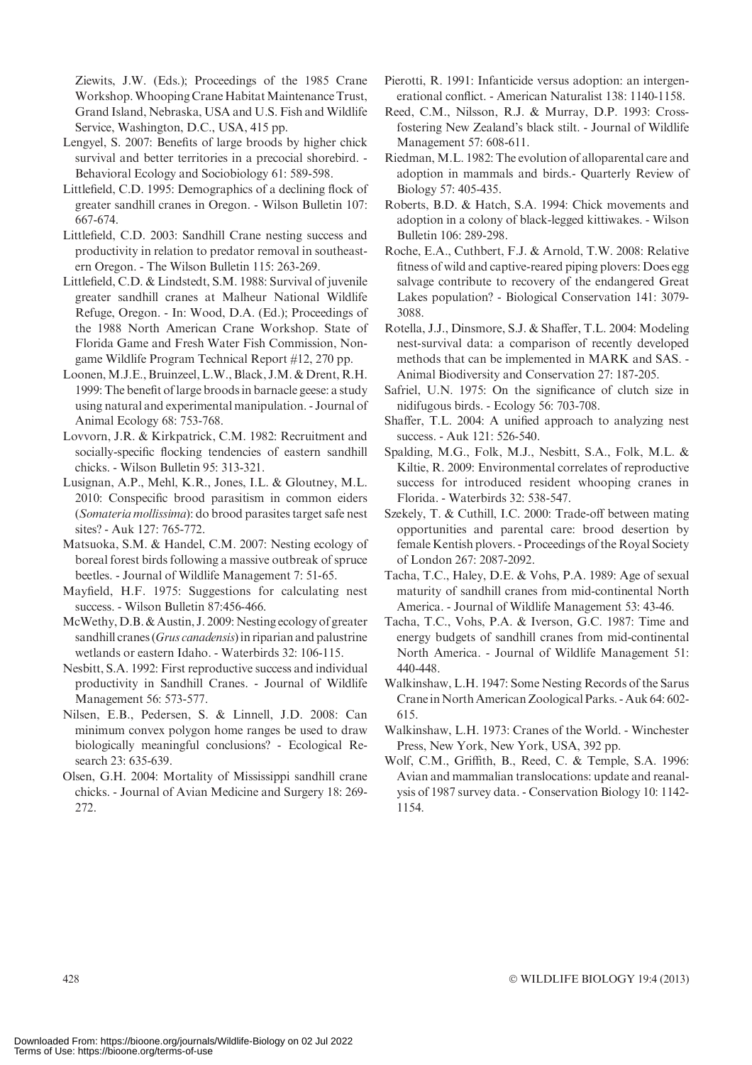Ziewits, J.W. (Eds.); Proceedings of the 1985 Crane Workshop. Whooping Crane Habitat Maintenance Trust, Grand Island, Nebraska, USA and U.S. Fish and Wildlife Service, Washington, D.C., USA, 415 pp.

Lengyel, S. 2007: Benefits of large broods by higher chick survival and better territories in a precocial shorebird. - Behavioral Ecology and Sociobiology 61: 589-598.

Littlefield, C.D. 1995: Demographics of a declining flock of greater sandhill cranes in Oregon. - Wilson Bulletin 107: 667-674.

Littlefield, C.D. 2003: Sandhill Crane nesting success and productivity in relation to predator removal in southeastern Oregon. - The Wilson Bulletin 115: 263-269.

Littlefield, C.D. & Lindstedt, S.M. 1988: Survival of juvenile greater sandhill cranes at Malheur National Wildlife Refuge, Oregon. - In: Wood, D.A. (Ed.); Proceedings of the 1988 North American Crane Workshop. State of Florida Game and Fresh Water Fish Commission, Nongame Wildlife Program Technical Report #12, 270 pp.

Loonen, M.J.E., Bruinzeel, L.W., Black, J.M. & Drent, R.H. 1999: The benefit of large broods in barnacle geese: a study using natural and experimental manipulation. - Journal of Animal Ecology 68: 753-768.

Lovvorn, J.R. & Kirkpatrick, C.M. 1982: Recruitment and socially-specific flocking tendencies of eastern sandhill chicks. - Wilson Bulletin 95: 313-321.

Lusignan, A.P., Mehl, K.R., Jones, I.L. & Gloutney, M.L. 2010: Conspecific brood parasitism in common eiders (*Somateria mollissima*): do brood parasites target safe nest sites? - Auk 127: 765-772.

Matsuoka, S.M. & Handel, C.M. 2007: Nesting ecology of boreal forest birds following a massive outbreak of spruce beetles. - Journal of Wildlife Management 7: 51-65.

Mayfield, H.F. 1975: Suggestions for calculating nest success. - Wilson Bulletin 87:456-466.

McWethy, D.B. & Austin, J. 2009: Nesting ecology of greater sandhill cranes (*Grus canadensis*) in riparian and palustrine wetlands or eastern Idaho. - Waterbirds 32: 106-115.

Nesbitt, S.A. 1992: First reproductive success and individual productivity in Sandhill Cranes. - Journal of Wildlife Management 56: 573-577.

Nilsen, E.B., Pedersen, S. & Linnell, J.D. 2008: Can minimum convex polygon home ranges be used to draw biologically meaningful conclusions? - Ecological Research 23: 635-639.

Olsen, G.H. 2004: Mortality of Mississippi sandhill crane chicks. - Journal of Avian Medicine and Surgery 18: 269-272.

Pierotti, R. 1991: Infanticide versus adoption: an intergenerational conflict. - American Naturalist 138: 1140-1158.

Reed, C.M., Nilsson, R.J. & Murray, D.P. 1993: Cross-fostering New Zealand's black stilt. - Journal of Wildlife Management 57: 608-611.

Riedman, M.L. 1982: The evolution of alloparental care and adoption in mammals and birds.- Quarterly Review of Biology 57: 405-435.

Roberts, B.D. & Hatch, S.A. 1994: Chick movements and adoption in a colony of black-legged kittiwakes. - Wilson Bulletin 106: 289-298.

Roche, E.A., Cuthbert, F.J. & Arnold, T.W. 2008: Relative fitness of wild and captive-reared piping plovers: Does egg salvage contribute to recovery of the endangered Great Lakes population? - Biological Conservation 141: 3079-3088.

Rotella, J.J., Dinsmore, S.J. & Shaffer, T.L. 2004: Modeling nest-survival data: a comparison of recently developed methods that can be implemented in MARK and SAS. - Animal Biodiversity and Conservation 27: 187-205.

Safriel, U.N. 1975: On the significance of clutch size in nidifugous birds. - Ecology 56: 703-708.

Shaffer, T.L. 2004: A unified approach to analyzing nest success. - Auk 121: 526-540.

Spalding, M.G., Folk, M.J., Nesbitt, S.A., Folk, M.L. & Kiltie, R. 2009: Environmental correlates of reproductive success for introduced resident whooping cranes in Florida. - Waterbirds 32: 538-547.

Szekely, T. & Cuthill, I.C. 2000: Trade-off between mating opportunities and parental care: brood desertion by female Kentish plovers. - Proceedings of the Royal Society of London 267: 2087-2092.

Tacha, T.C., Haley, D.E. & Vohs, P.A. 1989: Age of sexual maturity of sandhill cranes from mid-continental North America. - Journal of Wildlife Management 53: 43-46.

Tacha, T.C., Vohs, P.A. & Iverson, G.C. 1987: Time and energy budgets of sandhill cranes from mid-continental North America. - Journal of Wildlife Management 51: 440-448.

Walkinshaw, L.H. 1947: Some Nesting Records of the Sarus Crane in North American Zoological Parks. - Auk 64: 602-615.

Walkinshaw, L.H. 1973: Cranes of the World. - Winchester Press, New York, New York, USA, 392 pp.

Wolf, C.M., Griffith, B., Reed, C. & Temple, S.A. 1996: Avian and mammalian translocations: update and reanalysis of 1987 survey data. - Conservation Biology 10: 1142-1154.